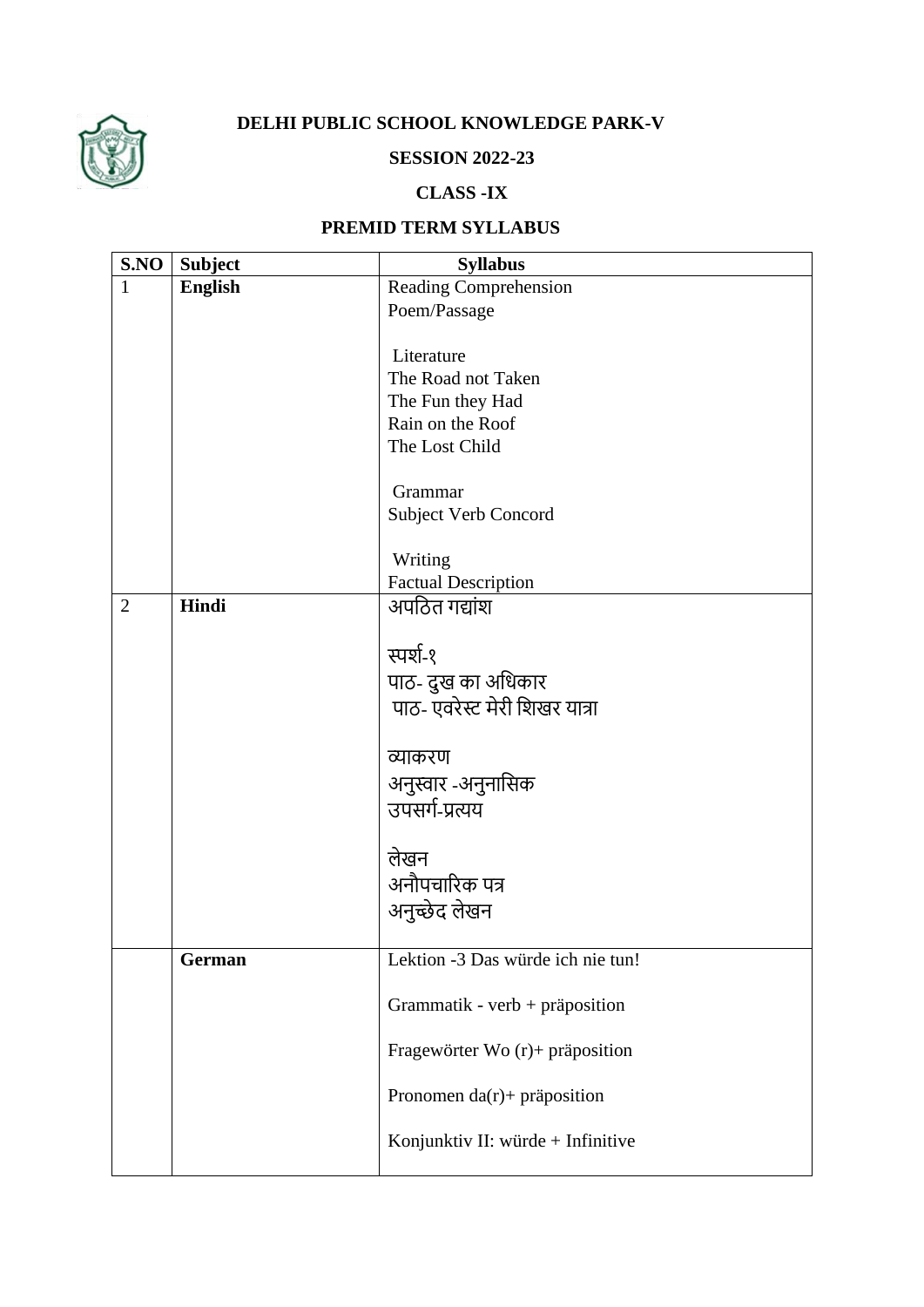**DELHI PUBLIC SCHOOL KNOWLEDGE PARK-V**

**SESSION 2022-23**

**CLASS -IX**

**PREMID TERM SYLLABUS**

| S.NO | Subject | Syllabus |
|---|---|---|
| 1 | **English** | Reading Comprehension<br>Poem/Passage<br><br>Literature<br>The Road not Taken<br>The Fun they Had<br>Rain on the Roof<br>The Lost Child<br><br>Grammar<br>Subject Verb Concord<br><br>Writing<br>Factual Description |
| 2 | **Hindi** | अपठित गद्यांश<br><br>स्पर्श-१<br>पाठ- दुख का अधिकार<br>पाठ- एवरेस्ट मेरी शिखर यात्रा<br><br>व्याकरण<br>अनुस्वार -अनुनासिक<br>उपसर्ग-प्रत्यय<br><br>लेखन<br>अनौपचारिक पत्र<br>अनुच्छेद लेखन |
| | **German** | Lektion -3 Das würde ich nie tun!<br><br>Grammatik - verb + präposition<br><br>Fragewörter Wo (r)+ präposition<br><br>Pronomen da(r)+ präposition<br><br>Konjunktiv II: würde + Infinitive |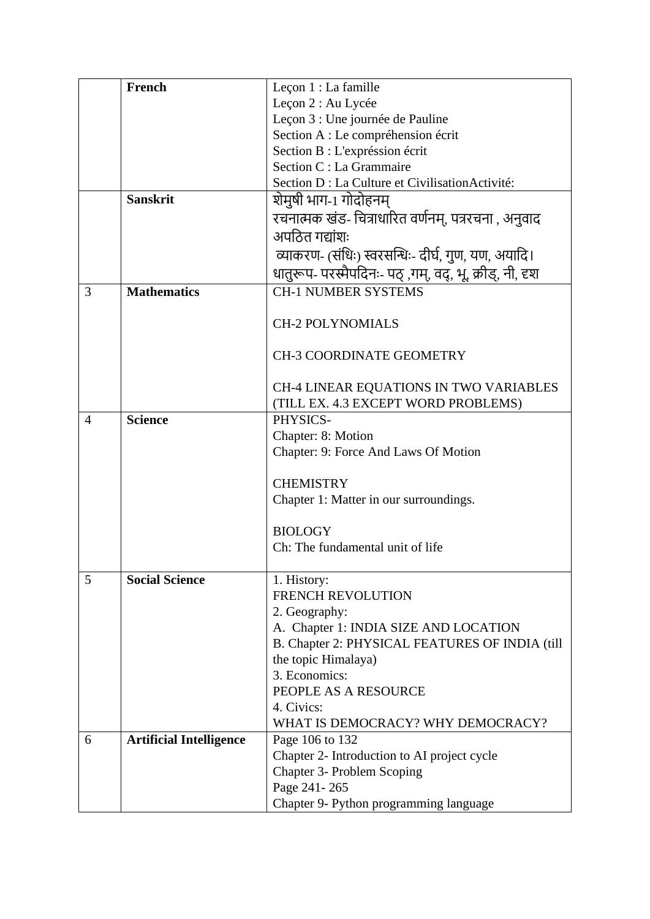| | | |
|---|---|---|
| | **French** | Leçon 1 : La famille<br>Leçon 2 : Au Lycée<br>Leçon 3 : Une journée de Pauline<br>Section A : Le compréhension écrit<br>Section B : L'expréssion écrit<br>Section C : La Grammaire<br>Section D : La Culture et CivilisationActivité: |
| | **Sanskrit** | शेमुषी भाग-1 गोदोहनम्<br>रचनात्मक खंड- चित्राधारित वर्णनम्, पत्ररचना , अनुवाद<br>अपठित गद्यांशः<br>व्याकरण- (संधिः) स्वरसन्धिः- दीर्घ, गुण, यण, अयादि।<br>धातुरूप- परस्मैपदिनः- पठ् ,गम्, वद्, भू, क्रीड्, नी, दृश |
| 3 | **Mathematics** | CH-1 NUMBER SYSTEMS<br><br>CH-2 POLYNOMIALS<br><br>CH-3 COORDINATE GEOMETRY<br><br>CH-4 LINEAR EQUATIONS IN TWO VARIABLES (TILL EX. 4.3 EXCEPT WORD PROBLEMS) |
| 4 | **Science** | PHYSICS-<br>Chapter: 8: Motion<br>Chapter: 9: Force And Laws Of Motion<br><br>CHEMISTRY<br>Chapter 1: Matter in our surroundings.<br><br>BIOLOGY<br>Ch: The fundamental unit of life |
| 5 | **Social Science** | 1. History:<br>FRENCH REVOLUTION<br>2. Geography:<br>A. Chapter 1: INDIA SIZE AND LOCATION<br>B. Chapter 2: PHYSICAL FEATURES OF INDIA (till the topic Himalaya)<br>3. Economics:<br>PEOPLE AS A RESOURCE<br>4. Civics:<br>WHAT IS DEMOCRACY? WHY DEMOCRACY? |
| 6 | **Artificial Intelligence** | Page 106 to 132<br>Chapter 2- Introduction to AI project cycle<br>Chapter 3- Problem Scoping<br>Page 241- 265<br>Chapter 9- Python programming language |